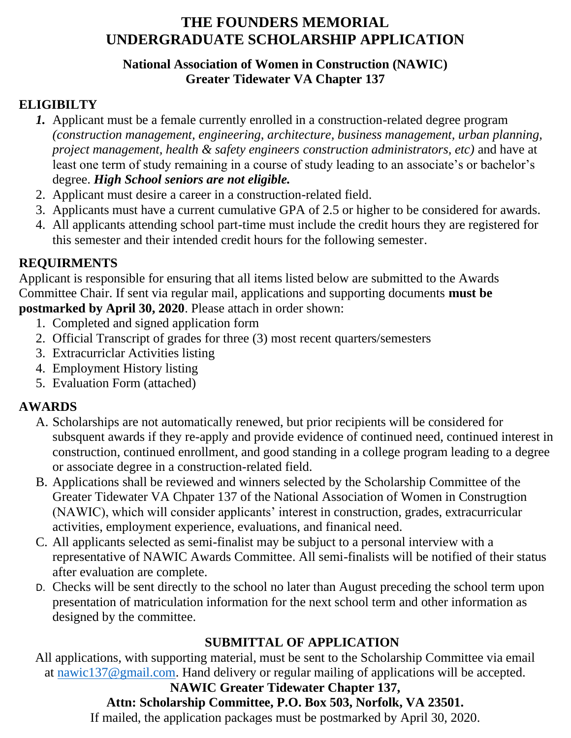# THE FOUNDERS MEMORIAL UNDERGRADUATE SCHOLARSHIP APPLICATION

### National Association of Women in Construction (NAWIC) Greater Tidewater VA Chapter 137

## ELIGIBILTY

1. Applicant must be a female currently enrolled in a construction-related degree program *(construction management, engineering, architecture, business management, urban planning, project management, health & safety engineers construction administrators, etc)* and have at least one term of study remaining in a course of study leading to an associate's or bachelor's degree. ***High School seniors are not eligible.***
2. Applicant must desire a career in a construction-related field.
3. Applicants must have a current cumulative GPA of 2.5 or higher to be considered for awards.
4. All applicants attending school part-time must include the credit hours they are registered for this semester and their intended credit hours for the following semester.

## REQUIRMENTS

Applicant is responsible for ensuring that all items listed below are submitted to the Awards Committee Chair. If sent via regular mail, applications and supporting documents **must be postmarked by April 30, 2020**. Please attach in order shown:

1. Completed and signed application form
2. Official Transcript of grades for three (3) most recent quarters/semesters
3. Extracurriclar Activities listing
4. Employment History listing
5. Evaluation Form (attached)

## AWARDS

A. Scholarships are not automatically renewed, but prior recipients will be considered for subsquent awards if they re-apply and provide evidence of continued need, continued interest in construction, continued enrollment, and good standing in a college program leading to a degree or associate degree in a construction-related field.

B. Applications shall be reviewed and winners selected by the Scholarship Committee of the Greater Tidewater VA Chpater 137 of the National Association of Women in Construgtion (NAWIC), which will consider applicants' interest in construction, grades, extracurricular activities, employment experience, evaluations, and finanical need.

C. All applicants selected as semi-finalist may be subjuct to a personal interview with a representative of NAWIC Awards Committee. All semi-finalists will be notified of their status after evaluation are complete.

D. Checks will be sent directly to the school no later than August preceding the school term upon presentation of matriculation information for the next school term and other information as designed by the committee.

## SUBMITTAL OF APPLICATION

All applications, with supporting material, must be sent to the Scholarship Committee via email at nawic137@gmail.com. Hand delivery or regular mailing of applications will be accepted.

**NAWIC Greater Tidewater Chapter 137,**

**Attn: Scholarship Committee, P.O. Box 503, Norfolk, VA 23501.**

If mailed, the application packages must be postmarked by April 30, 2020.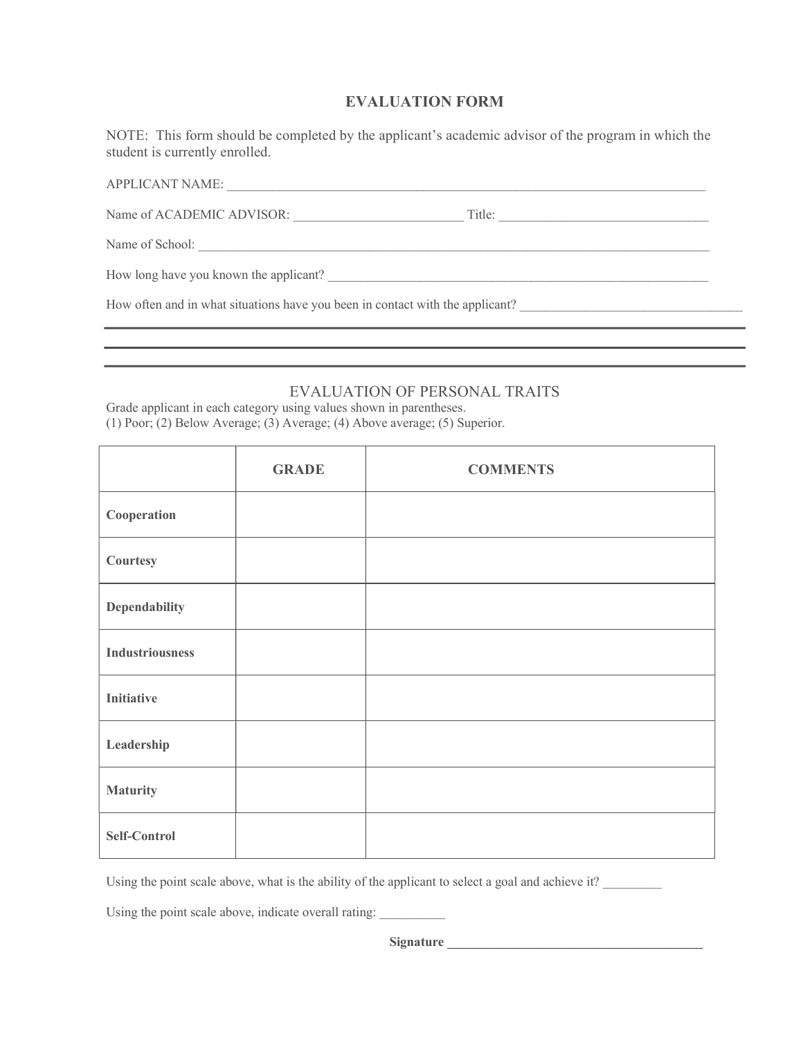# EVALUATION FORM

NOTE: This form should be completed by the applicant's academic advisor of the program in which the student is currently enrolled.

APPLICANT NAME: ___________________________________________________________________________

Name of ACADEMIC ADVISOR: _________________________ Title: ________________________________

Name of School: ___________________________________________________________________________

How long have you known the applicant? ______________________________________________________

How often and in what situations have you been in contact with the applicant? _________________________________

---

---

---

## EVALUATION OF PERSONAL TRAITS

Grade applicant in each category using values shown in parentheses.
(1) Poor; (2) Below Average; (3) Average; (4) Above average; (5) Superior.

| | **GRADE** | **COMMENTS** |
|---|---|---|
| **Cooperation** | | |
| **Courtesy** | | |
| **Dependability** | | |
| **Industriousness** | | |
| **Initiative** | | |
| **Leadership** | | |
| **Maturity** | | |
| **Self-Control** | | |

Using the point scale above, what is the ability of the applicant to select a goal and achieve it? _________

Using the point scale above, indicate overall rating: __________

**Signature ______________________________________**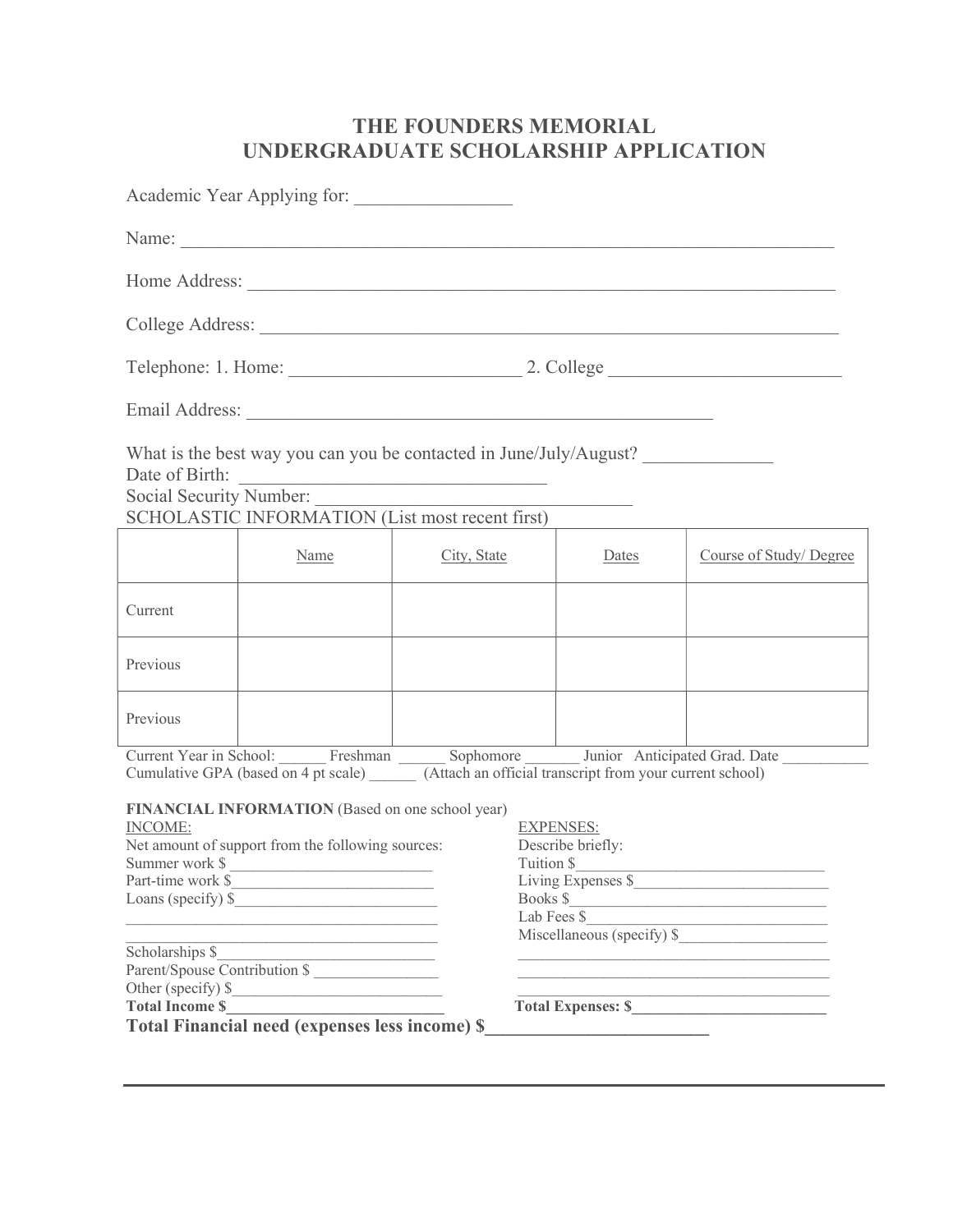# THE FOUNDERS MEMORIAL
# UNDERGRADUATE SCHOLARSHIP APPLICATION

Academic Year Applying for: ________________

Name: ______________________________________________________________________

Home Address: ________________________________________________________________

College Address: ______________________________________________________________

Telephone: 1. Home: _________________________ 2. College _________________________

Email Address: __________________________________________________

What is the best way you can you be contacted in June/July/August? ______________
Date of Birth: _________________________________
Social Security Number: __________________________________
SCHOLASTIC INFORMATION (List most recent first)

| | Name | City, State | Dates | Course of Study/ Degree |
|---|---|---|---|---|
| Current | | | | |
| Previous | | | | |
| Previous | | | | |

Current Year in School: ______ Freshman ______ Sophomore _______ Junior Anticipated Grad. Date ___________
Cumulative GPA (based on 4 pt scale) ______ (Attach an official transcript from your current school)

**FINANCIAL INFORMATION** (Based on one school year)

INCOME:
Net amount of support from the following sources:
Summer work $_________________________
Part-time work $_________________________
Loans (specify) $_________________________
________________________________________
________________________________________
Scholarships $_________________________
Parent/Spouse Contribution $ ________________
Other (specify) $_________________________
**Total Income $__________________________**

EXPENSES:
Describe briefly:
Tuition $_________________________________
Living Expenses $_________________________
Books $__________________________________
Lab Fees $________________________________
Miscellaneous (specify) $___________________
_________________________________________
_________________________________________
_________________________________________
**Total Expenses: $________________________**

**Total Financial need (expenses less income) $________________________**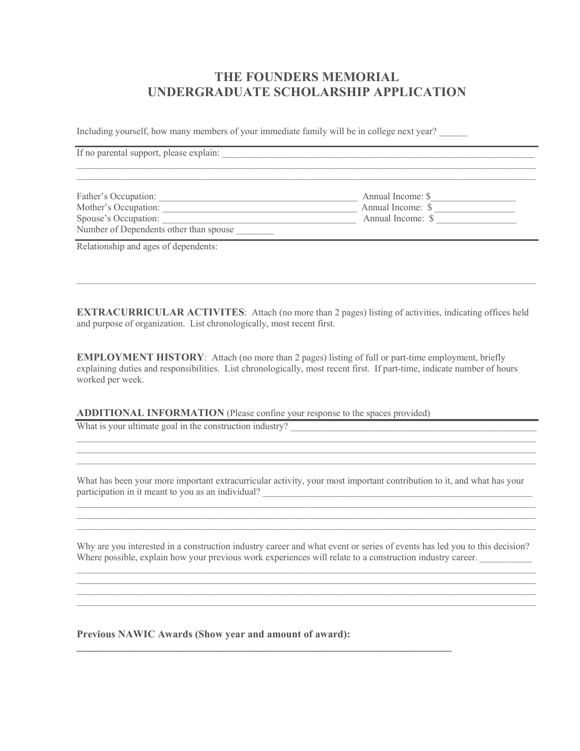# THE FOUNDERS MEMORIAL
# UNDERGRADUATE SCHOLARSHIP APPLICATION

Including yourself, how many members of your immediate family will be in college next year? ______

If no parental support, please explain: ____________________________________________________________________
______________________________________________________________________________________________________
______________________________________________________________________________________________________

Father's Occupation: __________________________________________ Annual Income: $_________________
Mother's Occupation: __________________________________________ Annual Income: $ ________________
Spouse's Occupation: __________________________________________ Annual Income: $ ________________
Number of Dependents other than spouse ________

Relationship and ages of dependents:

______________________________________________________________________________________________________

**EXTRACURRICULAR ACTIVITES**: Attach (no more than 2 pages) listing of activities, indicating offices held and purpose of organization. List chronologically, most recent first.

**EMPLOYMENT HISTORY**: Attach (no more than 2 pages) listing of full or part-time employment, briefly explaining duties and responsibilities. List chronologically, most recent first. If part-time, indicate number of hours worked per week.

**ADDITIONAL INFORMATION** (Please confine your response to the spaces provided)

What is your ultimate goal in the construction industry? ____________________________________________________
______________________________________________________________________________________________________
______________________________________________________________________________________________________
______________________________________________________________________________________________________

What has been your more important extracurricular activity, your most important contribution to it, and what has your participation in it meant to you as an individual? ____________________________________________________________
______________________________________________________________________________________________________
______________________________________________________________________________________________________
______________________________________________________________________________________________________

Why are you interested in a construction industry career and what event or series of events has led you to this decision? Where possible, explain how your previous work experiences will relate to a construction industry career. ___________
______________________________________________________________________________________________________
______________________________________________________________________________________________________
______________________________________________________________________________________________________
______________________________________________________________________________________________________

**Previous NAWIC Awards (Show year and amount of award):**
**______________________________________________________________________________**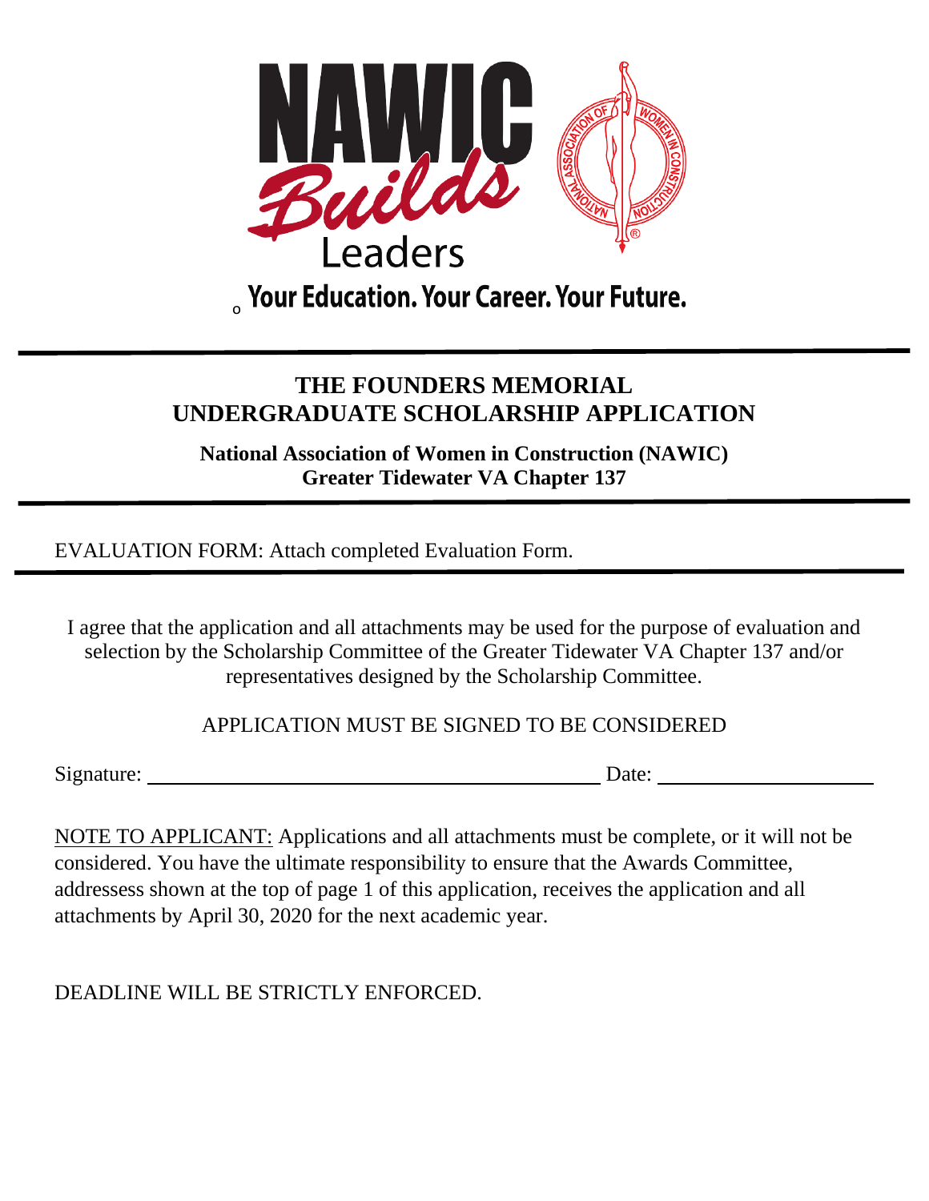NAWIC Builds Leaders

o Your Education. Your Career. Your Future.

---

# THE FOUNDERS MEMORIAL UNDERGRADUATE SCHOLARSHIP APPLICATION

**National Association of Women in Construction (NAWIC)**
**Greater Tidewater VA Chapter 137**

---

EVALUATION FORM: Attach completed Evaluation Form.

---

I agree that the application and all attachments may be used for the purpose of evaluation and selection by the Scholarship Committee of the Greater Tidewater VA Chapter 137 and/or representatives designed by the Scholarship Committee.

APPLICATION MUST BE SIGNED TO BE CONSIDERED

Signature: ______________________________ Date: ______________

NOTE TO APPLICANT: Applications and all attachments must be complete, or it will not be considered. You have the ultimate responsibility to ensure that the Awards Committee, addressess shown at the top of page 1 of this application, receives the application and all attachments by April 30, 2020 for the next academic year.

DEADLINE WILL BE STRICTLY ENFORCED.